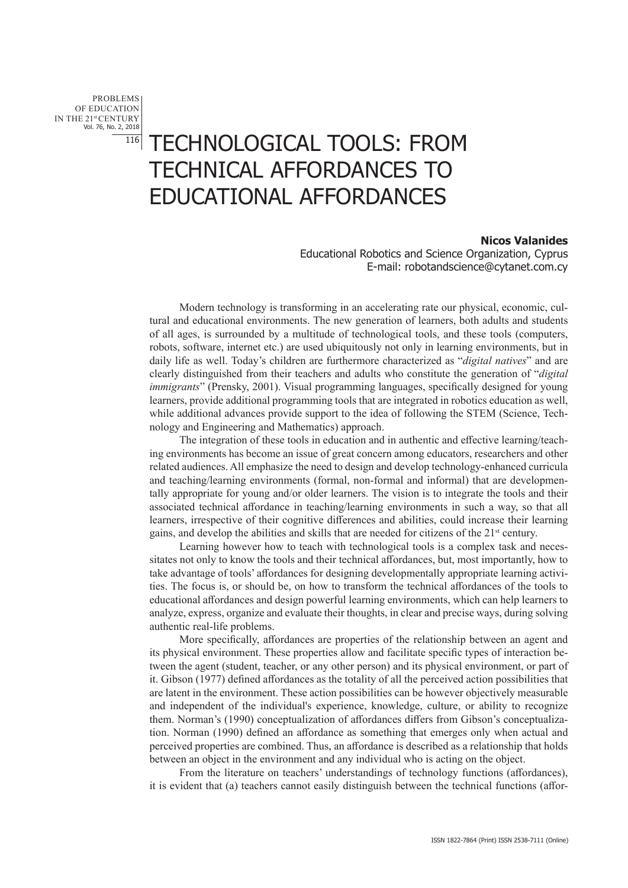# TECHNOLOGICAL TOOLS: FROM TECHNICAL AFFORDANCES TO EDUCATIONAL AFFORDANCES

**Nicos Valanides**
Educational Robotics and Science Organization, Cyprus
E-mail: robotandscience@cytanet.com.cy

Modern technology is transforming in an accelerating rate our physical, economic, cultural and educational environments. The new generation of learners, both adults and students of all ages, is surrounded by a multitude of technological tools, and these tools (computers, robots, software, internet etc.) are used ubiquitously not only in learning environments, but in daily life as well. Today's children are furthermore characterized as "*digital natives*" and are clearly distinguished from their teachers and adults who constitute the generation of "*digital immigrants*" (Prensky, 2001). Visual programming languages, specifically designed for young learners, provide additional programming tools that are integrated in robotics education as well, while additional advances provide support to the idea of following the STEM (Science, Technology and Engineering and Mathematics) approach.

The integration of these tools in education and in authentic and effective learning/teaching environments has become an issue of great concern among educators, researchers and other related audiences. All emphasize the need to design and develop technology-enhanced curricula and teaching/learning environments (formal, non-formal and informal) that are developmentally appropriate for young and/or older learners. The vision is to integrate the tools and their associated technical affordance in teaching/learning environments in such a way, so that all learners, irrespective of their cognitive differences and abilities, could increase their learning gains, and develop the abilities and skills that are needed for citizens of the 21st century.

Learning however how to teach with technological tools is a complex task and necessitates not only to know the tools and their technical affordances, but, most importantly, how to take advantage of tools' affordances for designing developmentally appropriate learning activities. The focus is, or should be, on how to transform the technical affordances of the tools to educational affordances and design powerful learning environments, which can help learners to analyze, express, organize and evaluate their thoughts, in clear and precise ways, during solving authentic real-life problems.

More specifically, affordances are properties of the relationship between an agent and its physical environment. These properties allow and facilitate specific types of interaction between the agent (student, teacher, or any other person) and its physical environment, or part of it. Gibson (1977) defined affordances as the totality of all the perceived action possibilities that are latent in the environment. These action possibilities can be however objectively measurable and independent of the individual's experience, knowledge, culture, or ability to recognize them. Norman's (1990) conceptualization of affordances differs from Gibson's conceptualization. Norman (1990) defined an affordance as something that emerges only when actual and perceived properties are combined. Thus, an affordance is described as a relationship that holds between an object in the environment and any individual who is acting on the object.

From the literature on teachers' understandings of technology functions (affordances), it is evident that (a) teachers cannot easily distinguish between the technical functions (affor-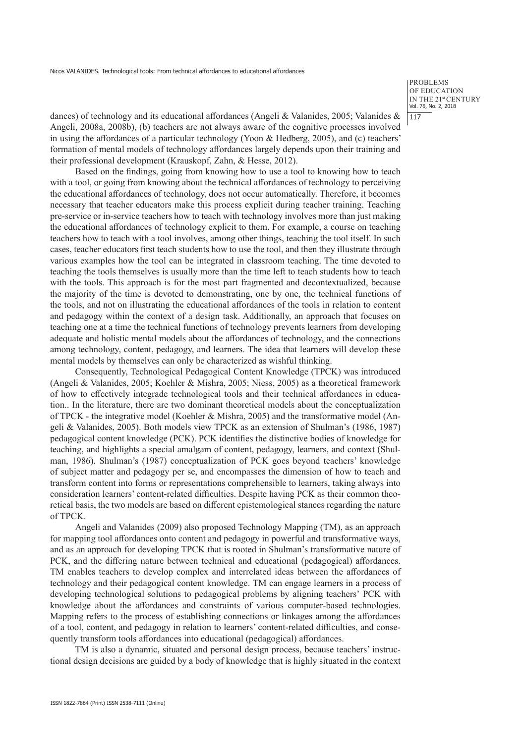dances) of technology and its educational affordances (Angeli & Valanides, 2005; Valanides & Angeli, 2008a, 2008b), (b) teachers are not always aware of the cognitive processes involved in using the affordances of a particular technology (Yoon & Hedberg, 2005), and (c) teachers' formation of mental models of technology affordances largely depends upon their training and their professional development (Krauskopf, Zahn, & Hesse, 2012).

Based on the findings, going from knowing how to use a tool to knowing how to teach with a tool, or going from knowing about the technical affordances of technology to perceiving the educational affordances of technology, does not occur automatically. Therefore, it becomes necessary that teacher educators make this process explicit during teacher training. Teaching pre-service or in-service teachers how to teach with technology involves more than just making the educational affordances of technology explicit to them. For example, a course on teaching teachers how to teach with a tool involves, among other things, teaching the tool itself. In such cases, teacher educators first teach students how to use the tool, and then they illustrate through various examples how the tool can be integrated in classroom teaching. The time devoted to teaching the tools themselves is usually more than the time left to teach students how to teach with the tools. This approach is for the most part fragmented and decontextualized, because the majority of the time is devoted to demonstrating, one by one, the technical functions of the tools, and not on illustrating the educational affordances of the tools in relation to content and pedagogy within the context of a design task. Additionally, an approach that focuses on teaching one at a time the technical functions of technology prevents learners from developing adequate and holistic mental models about the affordances of technology, and the connections among technology, content, pedagogy, and learners. The idea that learners will develop these mental models by themselves can only be characterized as wishful thinking.

Consequently, Technological Pedagogical Content Knowledge (TPCK) was introduced (Angeli & Valanides, 2005; Koehler & Mishra, 2005; Niess, 2005) as a theoretical framework of how to effectively integrade technological tools and their technical affordances in education.. In the literature, there are two dominant theoretical models about the conceptualization of TPCK - the integrative model (Koehler & Mishra, 2005) and the transformative model (Angeli & Valanides, 2005). Both models view TPCK as an extension of Shulman's (1986, 1987) pedagogical content knowledge (PCK). PCK identifies the distinctive bodies of knowledge for teaching, and highlights a special amalgam of content, pedagogy, learners, and context (Shulman, 1986). Shulman's (1987) conceptualization of PCK goes beyond teachers' knowledge of subject matter and pedagogy per se, and encompasses the dimension of how to teach and transform content into forms or representations comprehensible to learners, taking always into consideration learners' content-related difficulties. Despite having PCK as their common theoretical basis, the two models are based on different epistemological stances regarding the nature of TPCK.

Angeli and Valanides (2009) also proposed Technology Mapping (TM), as an approach for mapping tool affordances onto content and pedagogy in powerful and transformative ways, and as an approach for developing TPCK that is rooted in Shulman's transformative nature of PCK, and the differing nature between technical and educational (pedagogical) affordances. TM enables teachers to develop complex and interrelated ideas between the affordances of technology and their pedagogical content knowledge. TM can engage learners in a process of developing technological solutions to pedagogical problems by aligning teachers' PCK with knowledge about the affordances and constraints of various computer-based technologies. Mapping refers to the process of establishing connections or linkages among the affordances of a tool, content, and pedagogy in relation to learners' content-related difficulties, and consequently transform tools affordances into educational (pedagogical) affordances.

TM is also a dynamic, situated and personal design process, because teachers' instructional design decisions are guided by a body of knowledge that is highly situated in the context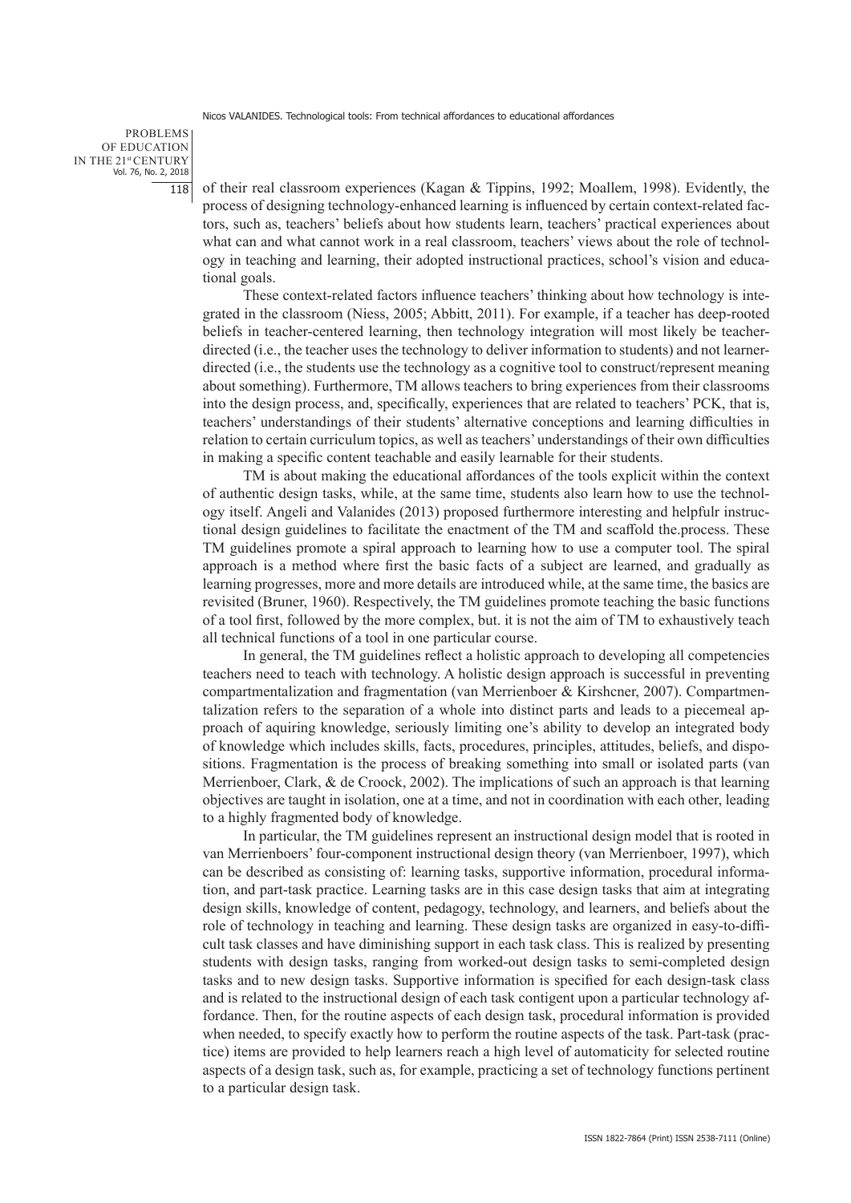of their real classroom experiences (Kagan & Tippins, 1992; Moallem, 1998). Evidently, the process of designing technology-enhanced learning is influenced by certain context-related factors, such as, teachers' beliefs about how students learn, teachers' practical experiences about what can and what cannot work in a real classroom, teachers' views about the role of technology in teaching and learning, their adopted instructional practices, school's vision and educational goals.

These context-related factors influence teachers' thinking about how technology is integrated in the classroom (Niess, 2005; Abbitt, 2011). For example, if a teacher has deep-rooted beliefs in teacher-centered learning, then technology integration will most likely be teacher-directed (i.e., the teacher uses the technology to deliver information to students) and not learner-directed (i.e., the students use the technology as a cognitive tool to construct/represent meaning about something). Furthermore, TM allows teachers to bring experiences from their classrooms into the design process, and, specifically, experiences that are related to teachers' PCK, that is, teachers' understandings of their students' alternative conceptions and learning difficulties in relation to certain curriculum topics, as well as teachers' understandings of their own difficulties in making a specific content teachable and easily learnable for their students.

TM is about making the educational affordances of the tools explicit within the context of authentic design tasks, while, at the same time, students also learn how to use the technology itself. Angeli and Valanides (2013) proposed furthermore interesting and helpfulr instructional design guidelines to facilitate the enactment of the TM and scaffold the.process. These TM guidelines promote a spiral approach to learning how to use a computer tool. The spiral approach is a method where first the basic facts of a subject are learned, and gradually as learning progresses, more and more details are introduced while, at the same time, the basics are revisited (Bruner, 1960). Respectively, the TM guidelines promote teaching the basic functions of a tool first, followed by the more complex, but. it is not the aim of TM to exhaustively teach all technical functions of a tool in one particular course.

In general, the TM guidelines reflect a holistic approach to developing all competencies teachers need to teach with technology. A holistic design approach is successful in preventing compartmentalization and fragmentation (van Merrienboer & Kirshcner, 2007). Compartmentalization refers to the separation of a whole into distinct parts and leads to a piecemeal approach of aquiring knowledge, seriously limiting one's ability to develop an integrated body of knowledge which includes skills, facts, procedures, principles, attitudes, beliefs, and dispositions. Fragmentation is the process of breaking something into small or isolated parts (van Merrienboer, Clark, & de Croock, 2002). The implications of such an approach is that learning objectives are taught in isolation, one at a time, and not in coordination with each other, leading to a highly fragmented body of knowledge.

In particular, the TM guidelines represent an instructional design model that is rooted in van Merrienboers' four-component instructional design theory (van Merrienboer, 1997), which can be described as consisting of: learning tasks, supportive information, procedural information, and part-task practice. Learning tasks are in this case design tasks that aim at integrating design skills, knowledge of content, pedagogy, technology, and learners, and beliefs about the role of technology in teaching and learning. These design tasks are organized in easy-to-difficult task classes and have diminishing support in each task class. This is realized by presenting students with design tasks, ranging from worked-out design tasks to semi-completed design tasks and to new design tasks. Supportive information is specified for each design-task class and is related to the instructional design of each task contigent upon a particular technology affordance. Then, for the routine aspects of each design task, procedural information is provided when needed, to specify exactly how to perform the routine aspects of the task. Part-task (practice) items are provided to help learners reach a high level of automaticity for selected routine aspects of a design task, such as, for example, practicing a set of technology functions pertinent to a particular design task.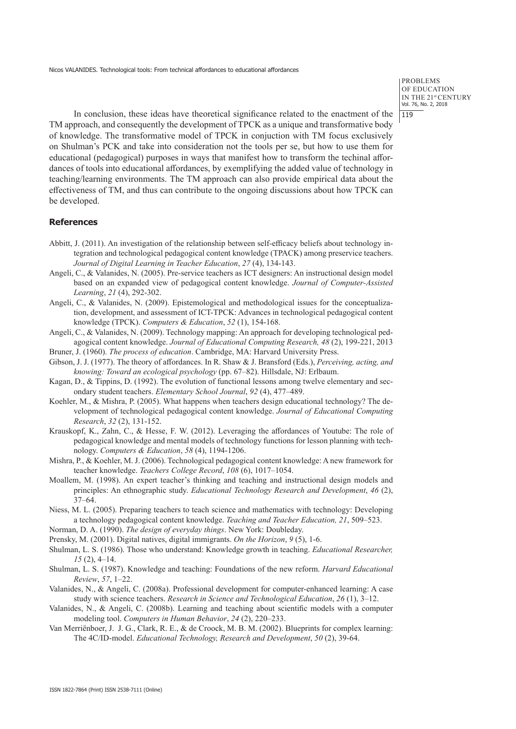In conclusion, these ideas have theoretical significance related to the enactment of the TM approach, and consequently the development of TPCK as a unique and transformative body of knowledge. The transformative model of TPCK in conjuction with TM focus exclusively on Shulman's PCK and take into consideration not the tools per se, but how to use them for educational (pedagogical) purposes in ways that manifest how to transform the techinal affordances of tools into educational affordances, by exemplifying the added value of technology in teaching/learning environments. The TM approach can also provide empirical data about the effectiveness of TM, and thus can contribute to the ongoing discussions about how TPCK can be developed.

## References

Abbitt, J. (2011). An investigation of the relationship between self-efficacy beliefs about technology integration and technological pedagogical content knowledge (TPACK) among preservice teachers. *Journal of Digital Learning in Teacher Education*, *27* (4), 134-143.

Angeli, C., & Valanides, N. (2005). Pre-service teachers as ICT designers: An instructional design model based on an expanded view of pedagogical content knowledge. *Journal of Computer-Assisted Learning*, *21* (4), 292-302.

Angeli, C., & Valanides, N. (2009). Epistemological and methodological issues for the conceptualization, development, and assessment of ICT-TPCK: Advances in technological pedagogical content knowledge (TPCK). *Computers & Education*, *52* (1), 154-168.

Angeli, C., & Valanides, N. (2009). Technology mapping: An approach for developing technological pedagogical content knowledge. *Journal of Educational Computing Research, 48* (2), 199-221, 2013

Bruner, J. (1960). *The process of education*. Cambridge, MA: Harvard University Press.

Gibson, J. J. (1977). The theory of affordances. In R. Shaw & J. Bransford (Eds.), *Perceiving, acting, and knowing: Toward an ecological psychology* (pp. 67–82). Hillsdale, NJ: Erlbaum.

Kagan, D., & Tippins, D. (1992). The evolution of functional lessons among twelve elementary and secondary student teachers. *Elementary School Journal*, *92* (4), 477–489.

Koehler, M., & Mishra, P. (2005). What happens when teachers design educational technology? The development of technological pedagogical content knowledge. *Journal of Educational Computing Research*, *32* (2), 131-152.

Krauskopf, K., Zahn, C., & Hesse, F. W. (2012). Leveraging the affordances of Youtube: The role of pedagogical knowledge and mental models of technology functions for lesson planning with technology. *Computers & Education*, *58* (4), 1194-1206.

Mishra, P., & Koehler, M. J. (2006). Technological pedagogical content knowledge: A new framework for teacher knowledge. *Teachers College Record*, *108* (6), 1017–1054.

Moallem, M. (1998). An expert teacher's thinking and teaching and instructional design models and principles: An ethnographic study. *Educational Technology Research and Development*, *46* (2), 37–64.

Niess, M. L. (2005). Preparing teachers to teach science and mathematics with technology: Developing a technology pedagogical content knowledge. *Teaching and Teacher Education, 21*, 509–523.

Norman, D. A. (1990). *The design of everyday things*. New York: Doubleday.

Prensky, M. (2001). Digital natives, digital immigrants. *On the Horizon*, *9* (5), 1-6.

Shulman, L. S. (1986). Those who understand: Knowledge growth in teaching. *Educational Researcher, 15* (2), 4–14.

Shulman, L. S. (1987). Knowledge and teaching: Foundations of the new reform. *Harvard Educational Review*, *57*, 1–22.

Valanides, N., & Angeli, C. (2008a). Professional development for computer-enhanced learning: A case study with science teachers. *Research in Science and Technological Education*, *26* (1), 3–12.

Valanides, N., & Angeli, C. (2008b). Learning and teaching about scientific models with a computer modeling tool. *Computers in Human Behavior*, *24* (2), 220–233.

Van Merriënboer, J. J. G., Clark, R. E., & de Croock, M. B. M. (2002). Blueprints for complex learning: The 4C/ID-model. *Educational Technology, Research and Development*, *50* (2), 39-64.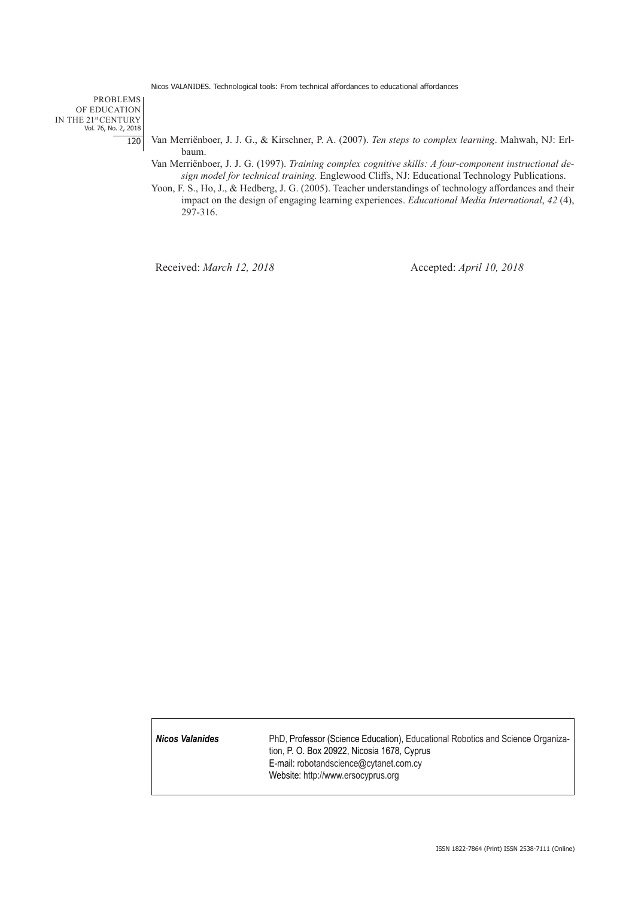Van Merriënboer, J. J. G., & Kirschner, P. A. (2007). *Ten steps to complex learning*. Mahwah, NJ: Erlbaum.

Van Merriënboer, J. J. G. (1997). *Training complex cognitive skills: A four-component instructional design model for technical training.* Englewood Cliffs, NJ: Educational Technology Publications.

Yoon, F. S., Ho, J., & Hedberg, J. G. (2005). Teacher understandings of technology affordances and their impact on the design of engaging learning experiences. *Educational Media International*, *42* (4), 297-316.

Received: *March 12, 2018* Accepted: *April 10, 2018*

| | |
|---|---|
| ***Nicos Valanides*** | PhD, Professor (Science Education), Educational Robotics and Science Organization, P. O. Box 20922, Nicosia 1678, Cyprus<br>E-mail: robotandscience@cytanet.com.cy<br>Website: http://www.ersocyprus.org |